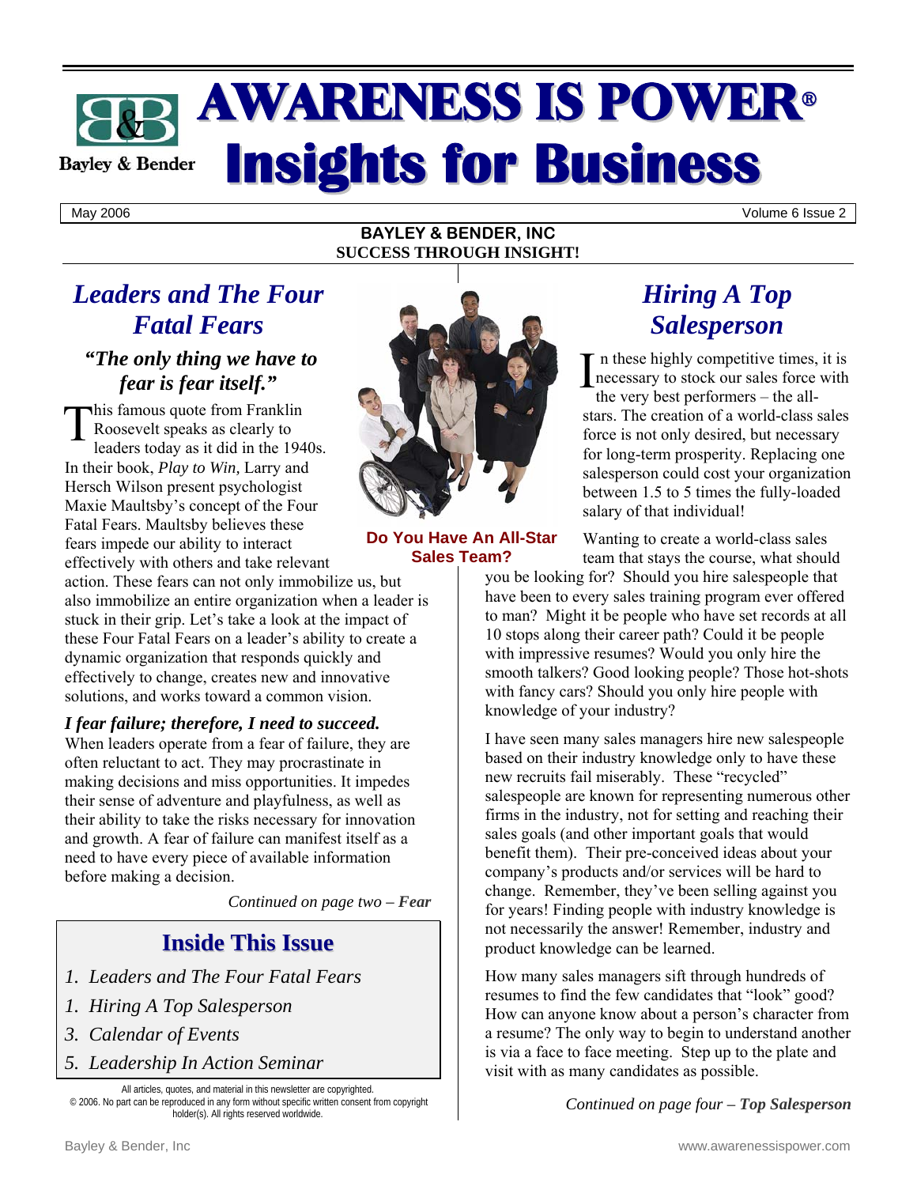# AWARENESS IS POWER®
# Insights for Business

Bayley & Bender

May 2006 — Volume 6 Issue 2

**BAYLEY & BENDER, INC**
**SUCCESS THROUGH INSIGHT!**

## *Leaders and The Four Fatal Fears*

### *"The only thing we have to fear is fear itself."*

This famous quote from Franklin Roosevelt speaks as clearly to leaders today as it did in the 1940s. In their book, *Play to Win,* Larry and Hersch Wilson present psychologist Maxie Maultsby's concept of the Four Fatal Fears. Maultsby believes these fears impede our ability to interact effectively with others and take relevant action. These fears can not only immobilize us, but also immobilize an entire organization when a leader is stuck in their grip. Let's take a look at the impact of these Four Fatal Fears on a leader's ability to create a dynamic organization that responds quickly and effectively to change, creates new and innovative solutions, and works toward a common vision.

***I fear failure; therefore, I need to succeed.***

When leaders operate from a fear of failure, they are often reluctant to act. They may procrastinate in making decisions and miss opportunities. It impedes their sense of adventure and playfulness, as well as their ability to take the risks necessary for innovation and growth. A fear of failure can manifest itself as a need to have every piece of available information before making a decision.

*Continued on page two – **Fear***

**Do You Have An All-Star Sales Team?**

## *Hiring A Top Salesperson*

In these highly competitive times, it is necessary to stock our sales force with the very best performers – the all-stars. The creation of a world-class sales force is not only desired, but necessary for long-term prosperity. Replacing one salesperson could cost your organization between 1.5 to 5 times the fully-loaded salary of that individual!

Wanting to create a world-class sales team that stays the course, what should you be looking for? Should you hire salespeople that have been to every sales training program ever offered to man? Might it be people who have set records at all 10 stops along their career path? Could it be people with impressive resumes? Would you only hire the smooth talkers? Good looking people? Those hot-shots with fancy cars? Should you only hire people with knowledge of your industry?

I have seen many sales managers hire new salespeople based on their industry knowledge only to have these new recruits fail miserably. These "recycled" salespeople are known for representing numerous other firms in the industry, not for setting and reaching their sales goals (and other important goals that would benefit them). Their pre-conceived ideas about your company's products and/or services will be hard to change. Remember, they've been selling against you for years! Finding people with industry knowledge is not necessarily the answer! Remember, industry and product knowledge can be learned.

How many sales managers sift through hundreds of resumes to find the few candidates that "look" good? How can anyone know about a person's character from a resume? The only way to begin to understand another is via a face to face meeting. Step up to the plate and visit with as many candidates as possible.

*Continued on page four – **Top Salesperson***

## Inside This Issue

1. *Leaders and The Four Fatal Fears*
1. *Hiring A Top Salesperson*
3. *Calendar of Events*
5. *Leadership In Action Seminar*

All articles, quotes, and material in this newsletter are copyrighted. © 2006. No part can be reproduced in any form without specific written consent from copyright holder(s). All rights reserved worldwide.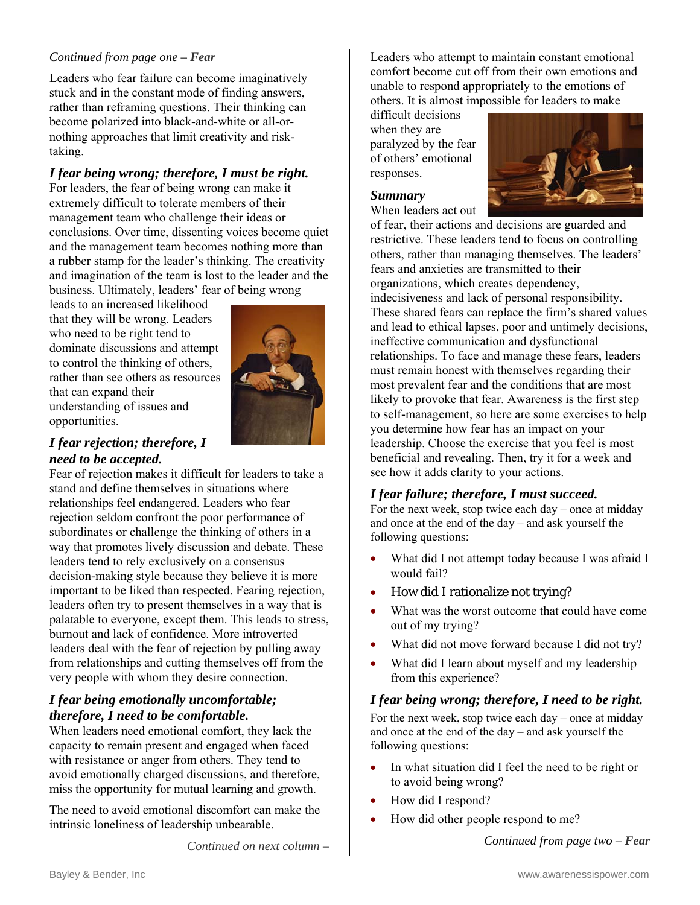*Continued from page one – **Fear***

Leaders who fear failure can become imaginatively stuck and in the constant mode of finding answers, rather than reframing questions. Their thinking can become polarized into black-and-white or all-or-nothing approaches that limit creativity and risk-taking.

### *I fear being wrong; therefore, I must be right.*

For leaders, the fear of being wrong can make it extremely difficult to tolerate members of their management team who challenge their ideas or conclusions. Over time, dissenting voices become quiet and the management team becomes nothing more than a rubber stamp for the leader's thinking. The creativity and imagination of the team is lost to the leader and the business. Ultimately, leaders' fear of being wrong leads to an increased likelihood that they will be wrong. Leaders who need to be right tend to dominate discussions and attempt to control the thinking of others, rather than see others as resources that can expand their understanding of issues and opportunities.

### *I fear rejection; therefore, I need to be accepted.*

Fear of rejection makes it difficult for leaders to take a stand and define themselves in situations where relationships feel endangered. Leaders who fear rejection seldom confront the poor performance of subordinates or challenge the thinking of others in a way that promotes lively discussion and debate. These leaders tend to rely exclusively on a consensus decision-making style because they believe it is more important to be liked than respected. Fearing rejection, leaders often try to present themselves in a way that is palatable to everyone, except them. This leads to stress, burnout and lack of confidence. More introverted leaders deal with the fear of rejection by pulling away from relationships and cutting themselves off from the very people with whom they desire connection.

### *I fear being emotionally uncomfortable; therefore, I need to be comfortable.*

When leaders need emotional comfort, they lack the capacity to remain present and engaged when faced with resistance or anger from others. They tend to avoid emotionally charged discussions, and therefore, miss the opportunity for mutual learning and growth.

The need to avoid emotional discomfort can make the intrinsic loneliness of leadership unbearable.

*Continued on next column –*

Leaders who attempt to maintain constant emotional comfort become cut off from their own emotions and unable to respond appropriately to the emotions of others. It is almost impossible for leaders to make difficult decisions when they are paralyzed by the fear of others' emotional responses.

### *Summary*

When leaders act out of fear, their actions and decisions are guarded and restrictive. These leaders tend to focus on controlling others, rather than managing themselves. The leaders' fears and anxieties are transmitted to their organizations, which creates dependency, indecisiveness and lack of personal responsibility. These shared fears can replace the firm's shared values and lead to ethical lapses, poor and untimely decisions, ineffective communication and dysfunctional relationships. To face and manage these fears, leaders must remain honest with themselves regarding their most prevalent fear and the conditions that are most likely to provoke that fear. Awareness is the first step to self-management, so here are some exercises to help you determine how fear has an impact on your leadership. Choose the exercise that you feel is most beneficial and revealing. Then, try it for a week and see how it adds clarity to your actions.

### *I fear failure; therefore, I must succeed.*

For the next week, stop twice each day – once at midday and once at the end of the day – and ask yourself the following questions:

- What did I not attempt today because I was afraid I would fail?
- How did I rationalize not trying?
- What was the worst outcome that could have come out of my trying?
- What did not move forward because I did not try?
- What did I learn about myself and my leadership from this experience?

### *I fear being wrong; therefore, I need to be right.*

For the next week, stop twice each day – once at midday and once at the end of the day – and ask yourself the following questions:

- In what situation did I feel the need to be right or to avoid being wrong?
- How did I respond?
- How did other people respond to me?

*Continued from page two – **Fear***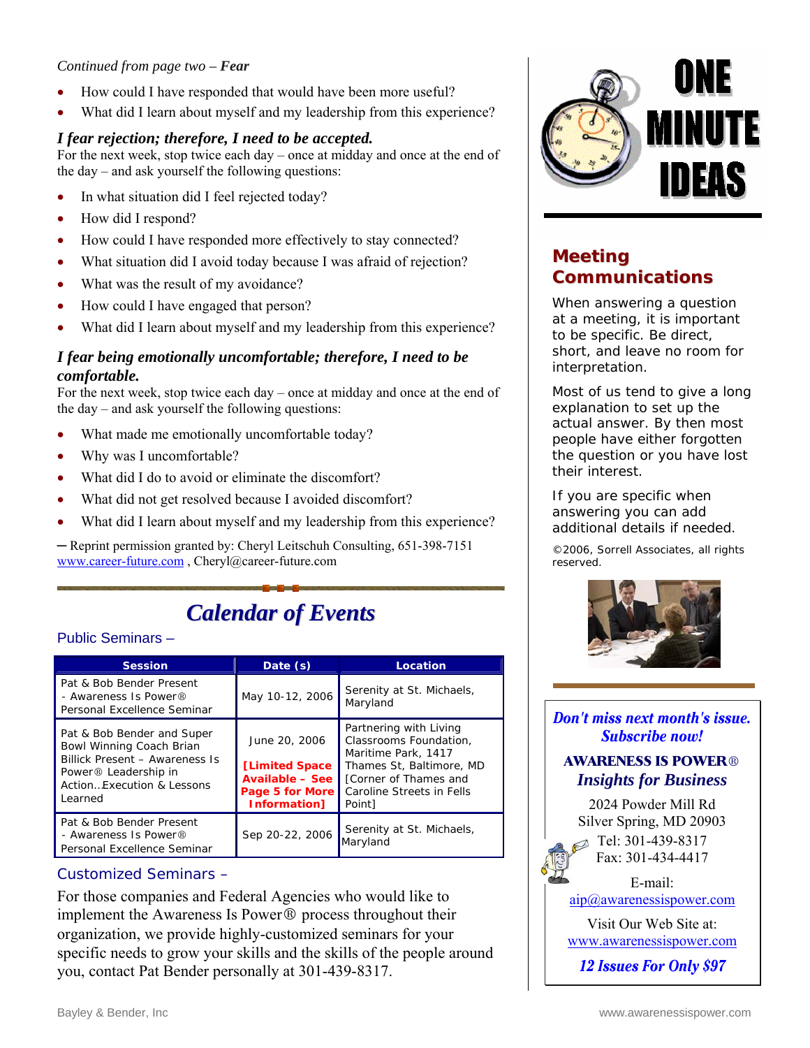*Continued from page two – **Fear***

- How could I have responded that would have been more useful?
- What did I learn about myself and my leadership from this experience?

### *I fear rejection; therefore, I need to be accepted.*

For the next week, stop twice each day – once at midday and once at the end of the day – and ask yourself the following questions:

- In what situation did I feel rejected today?
- How did I respond?
- How could I have responded more effectively to stay connected?
- What situation did I avoid today because I was afraid of rejection?
- What was the result of my avoidance?
- How could I have engaged that person?
- What did I learn about myself and my leadership from this experience?

### *I fear being emotionally uncomfortable; therefore, I need to be comfortable.*

For the next week, stop twice each day – once at midday and once at the end of the day – and ask yourself the following questions:

- What made me emotionally uncomfortable today?
- Why was I uncomfortable?
- What did I do to avoid or eliminate the discomfort?
- What did not get resolved because I avoided discomfort?
- What did I learn about myself and my leadership from this experience?

— Reprint permission granted by: Cheryl Leitschuh Consulting, 651-398-7151 www.career-future.com , Cheryl@career-future.com

## *Calendar of Events*

### Public Seminars –

| Session | Date (s) | Location |
|---|---|---|
| Pat & Bob Bender Present - Awareness Is Power® Personal Excellence Seminar | May 10-12, 2006 | Serenity at St. Michaels, Maryland |
| Pat & Bob Bender and Super Bowl Winning Coach Brian Billick Present – Awareness Is Power® Leadership in Action...Execution & Lessons Learned | June 20, 2006 **[Limited Space Available – See Page 5 for More Information]** | Partnering with Living Classrooms Foundation, Maritime Park, 1417 Thames St, Baltimore, MD [Corner of Thames and Caroline Streets in Fells Point] |
| Pat & Bob Bender Present - Awareness Is Power® Personal Excellence Seminar | Sep 20-22, 2006 | Serenity at St. Michaels, Maryland |

### Customized Seminars –

For those companies and Federal Agencies who would like to implement the Awareness Is Power® process throughout their organization, we provide highly-customized seminars for your specific needs to grow your skills and the skills of the people around you, contact Pat Bender personally at 301-439-8317.

# ONE MINUTE IDEAS

## Meeting Communications

When answering a question at a meeting, it is important to be specific. Be direct, short, and leave no room for interpretation.

Most of us tend to give a long explanation to set up the actual answer. By then most people have either forgotten the question or you have lost their interest.

If you are specific when answering you can add additional details if needed.

©2006, Sorrell Associates, all rights reserved.

***Don't miss next month's issue. Subscribe now!***

**AWARENESS IS POWER®**
***Insights for Business***

2024 Powder Mill Rd
Silver Spring, MD 20903
Tel: 301-439-8317
Fax: 301-434-4417

E-mail:
aip@awarenessispower.com

Visit Our Web Site at:
www.awarenessispower.com

***12 Issues For Only $97***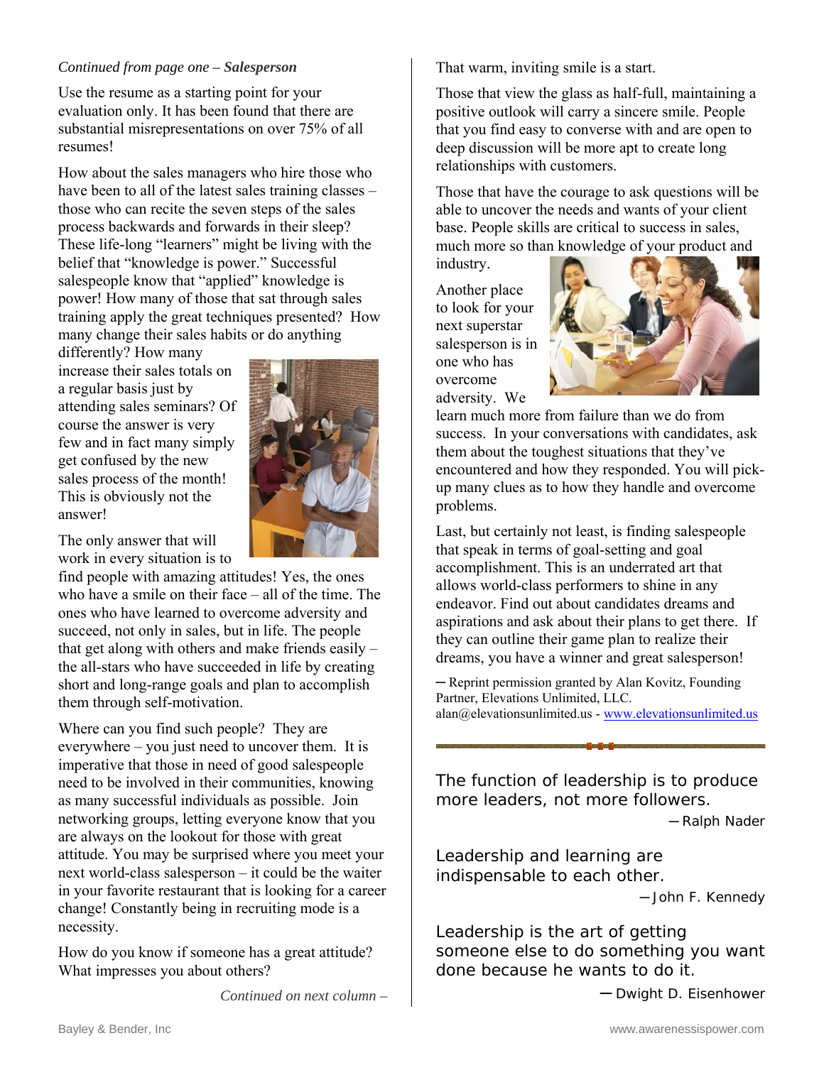*Continued from page one – **Salesperson***

Use the resume as a starting point for your evaluation only. It has been found that there are substantial misrepresentations on over 75% of all resumes!

How about the sales managers who hire those who have been to all of the latest sales training classes – those who can recite the seven steps of the sales process backwards and forwards in their sleep? These life-long "learners" might be living with the belief that "knowledge is power." Successful salespeople know that "applied" knowledge is power! How many of those that sat through sales training apply the great techniques presented? How many change their sales habits or do anything differently? How many increase their sales totals on a regular basis just by attending sales seminars? Of course the answer is very few and in fact many simply get confused by the new sales process of the month! This is obviously not the answer!

The only answer that will work in every situation is to find people with amazing attitudes! Yes, the ones who have a smile on their face – all of the time. The ones who have learned to overcome adversity and succeed, not only in sales, but in life. The people that get along with others and make friends easily – the all-stars who have succeeded in life by creating short and long-range goals and plan to accomplish them through self-motivation.

Where can you find such people? They are everywhere – you just need to uncover them. It is imperative that those in need of good salespeople need to be involved in their communities, knowing as many successful individuals as possible. Join networking groups, letting everyone know that you are always on the lookout for those with great attitude. You may be surprised where you meet your next world-class salesperson – it could be the waiter in your favorite restaurant that is looking for a career change! Constantly being in recruiting mode is a necessity.

How do you know if someone has a great attitude? What impresses you about others?

*Continued on next column –*

That warm, inviting smile is a start.

Those that view the glass as half-full, maintaining a positive outlook will carry a sincere smile. People that you find easy to converse with and are open to deep discussion will be more apt to create long relationships with customers.

Those that have the courage to ask questions will be able to uncover the needs and wants of your client base. People skills are critical to success in sales, much more so than knowledge of your product and industry.

Another place to look for your next superstar salesperson is in one who has overcome adversity. We learn much more from failure than we do from success. In your conversations with candidates, ask them about the toughest situations that they've encountered and how they responded. You will pick-up many clues as to how they handle and overcome problems.

Last, but certainly not least, is finding salespeople that speak in terms of goal-setting and goal accomplishment. This is an underrated art that allows world-class performers to shine in any endeavor. Find out about candidates dreams and aspirations and ask about their plans to get there. If they can outline their game plan to realize their dreams, you have a winner and great salesperson!

— Reprint permission granted by Alan Kovitz, Founding Partner, Elevations Unlimited, LLC.
alan@elevationsunlimited.us - www.elevationsunlimited.us

The function of leadership is to produce more leaders, not more followers.

— Ralph Nader

Leadership and learning are indispensable to each other.

— John F. Kennedy

Leadership is the art of getting someone else to do something you want done because he wants to do it.

— Dwight D. Eisenhower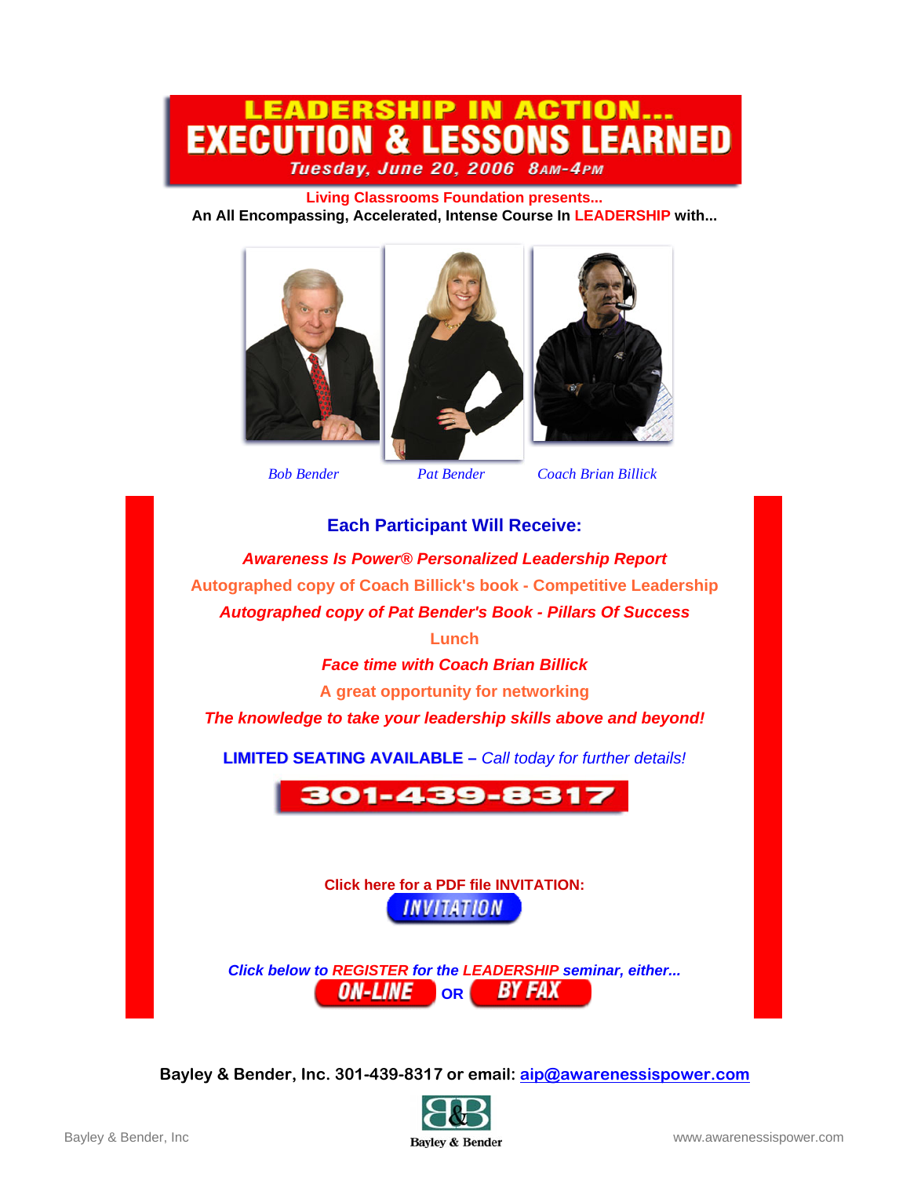# LEADERSHIP IN ACTION... EXECUTION & LESSONS LEARNED

**Tuesday, June 20, 2006 8AM-4PM**

**Living Classrooms Foundation presents...**

**An All Encompassing, Accelerated, Intense Course In LEADERSHIP with...**

*Bob Bender* *Pat Bender* *Coach Brian Billick*

## Each Participant Will Receive:

***Awareness Is Power® Personalized Leadership Report***

**Autographed copy of Coach Billick's book - Competitive Leadership**

***Autographed copy of Pat Bender's Book - Pillars Of Success***

**Lunch**

***Face time with Coach Brian Billick***

**A great opportunity for networking**

***The knowledge to take your leadership skills above and beyond!***

**LIMITED SEATING AVAILABLE –** *Call today for further details!*

**301-439-8317**

**Click here for a PDF file INVITATION:**

INVITATION

***Click below to REGISTER for the LEADERSHIP seminar, either...***

ON-LINE **OR** BY FAX

**Bayley & Bender, Inc. 301-439-8317 or email: aip@awarenessispower.com**

Bayley & Bender, Inc

Bayley & Bender

www.awarenessispower.com